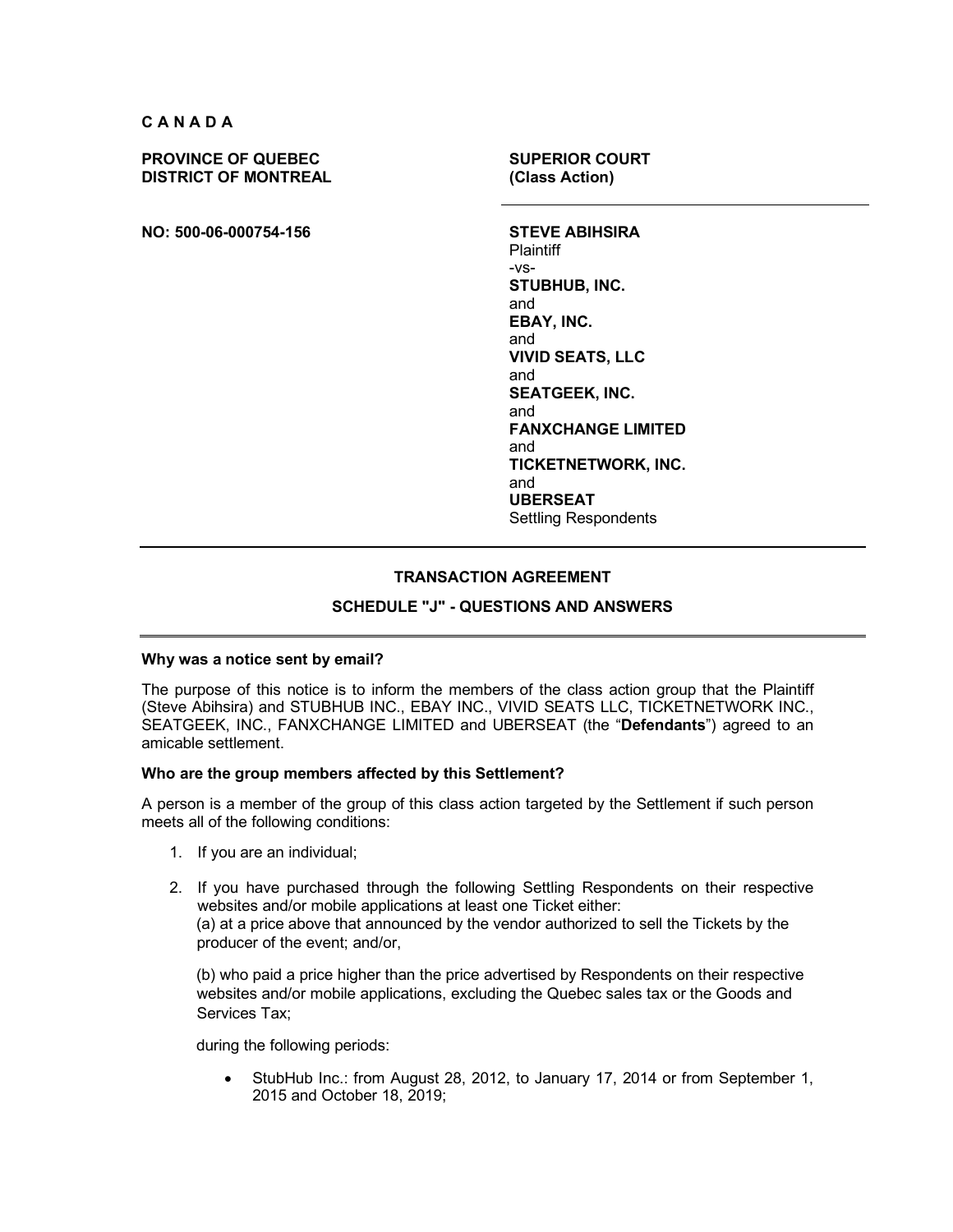**C A N A D A**

**PROVINCE OF QUEBEC**
**DISTRICT OF MONTREAL**

**SUPERIOR COURT**
**(Class Action)**

**NO: 500-06-000754-156**

**STEVE ABIHSIRA**
Plaintiff
-vs-
**STUBHUB, INC.**
and
**EBAY, INC.**
and
**VIVID SEATS, LLC**
and
**SEATGEEK, INC.**
and
**FANXCHANGE LIMITED**
and
**TICKETNETWORK, INC.**
and
**UBERSEAT**
Settling Respondents

---

## TRANSACTION AGREEMENT

## SCHEDULE "J" - QUESTIONS AND ANSWERS

---

**Why was a notice sent by email?**

The purpose of this notice is to inform the members of the class action group that the Plaintiff (Steve Abihsira) and STUBHUB INC., EBAY INC., VIVID SEATS LLC, TICKETNETWORK INC., SEATGEEK, INC., FANXCHANGE LIMITED and UBERSEAT (the "**Defendants**") agreed to an amicable settlement.

**Who are the group members affected by this Settlement?**

A person is a member of the group of this class action targeted by the Settlement if such person meets all of the following conditions:

1. If you are an individual;

2. If you have purchased through the following Settling Respondents on their respective websites and/or mobile applications at least one Ticket either:
   (a) at a price above that announced by the vendor authorized to sell the Tickets by the producer of the event; and/or,

   (b) who paid a price higher than the price advertised by Respondents on their respective websites and/or mobile applications, excluding the Quebec sales tax or the Goods and Services Tax;

   during the following periods:

   - StubHub Inc.: from August 28, 2012, to January 17, 2014 or from September 1, 2015 and October 18, 2019;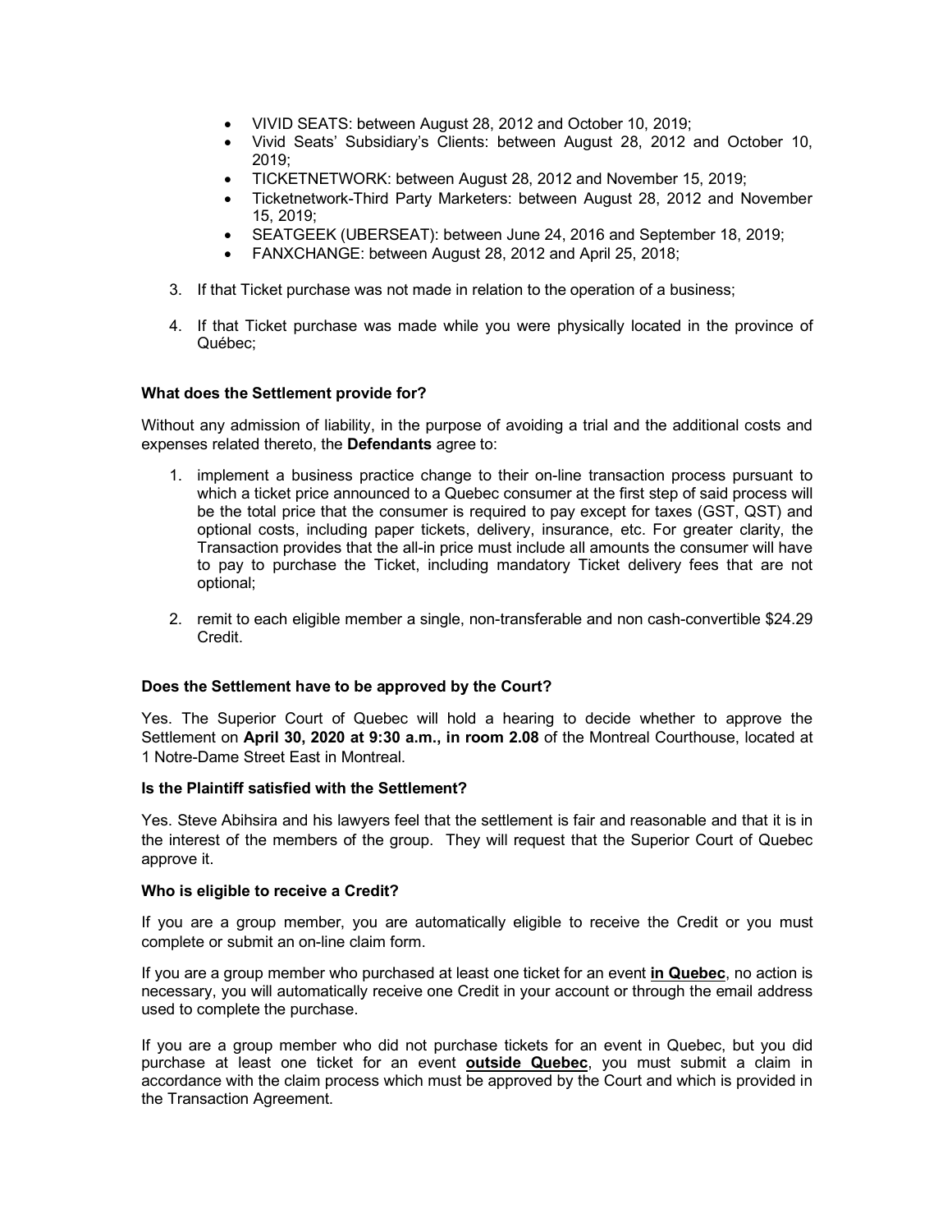- VIVID SEATS: between August 28, 2012 and October 10, 2019;
- Vivid Seats' Subsidiary's Clients: between August 28, 2012 and October 10, 2019;
- TICKETNETWORK: between August 28, 2012 and November 15, 2019;
- Ticketnetwork-Third Party Marketers: between August 28, 2012 and November 15, 2019;
- SEATGEEK (UBERSEAT): between June 24, 2016 and September 18, 2019;
- FANXCHANGE: between August 28, 2012 and April 25, 2018;

3. If that Ticket purchase was not made in relation to the operation of a business;
4. If that Ticket purchase was made while you were physically located in the province of Québec;

**What does the Settlement provide for?**

Without any admission of liability, in the purpose of avoiding a trial and the additional costs and expenses related thereto, the **Defendants** agree to:

1. implement a business practice change to their on-line transaction process pursuant to which a ticket price announced to a Quebec consumer at the first step of said process will be the total price that the consumer is required to pay except for taxes (GST, QST) and optional costs, including paper tickets, delivery, insurance, etc. For greater clarity, the Transaction provides that the all-in price must include all amounts the consumer will have to pay to purchase the Ticket, including mandatory Ticket delivery fees that are not optional;
2. remit to each eligible member a single, non-transferable and non cash-convertible $24.29 Credit.

**Does the Settlement have to be approved by the Court?**

Yes. The Superior Court of Quebec will hold a hearing to decide whether to approve the Settlement on **April 30, 2020 at 9:30 a.m., in room 2.08** of the Montreal Courthouse, located at 1 Notre-Dame Street East in Montreal.

**Is the Plaintiff satisfied with the Settlement?**

Yes. Steve Abihsira and his lawyers feel that the settlement is fair and reasonable and that it is in the interest of the members of the group. They will request that the Superior Court of Quebec approve it.

**Who is eligible to receive a Credit?**

If you are a group member, you are automatically eligible to receive the Credit or you must complete or submit an on-line claim form.

If you are a group member who purchased at least one ticket for an event **<u>in Quebec</u>**, no action is necessary, you will automatically receive one Credit in your account or through the email address used to complete the purchase.

If you are a group member who did not purchase tickets for an event in Quebec, but you did purchase at least one ticket for an event **<u>outside Quebec</u>**, you must submit a claim in accordance with the claim process which must be approved by the Court and which is provided in the Transaction Agreement.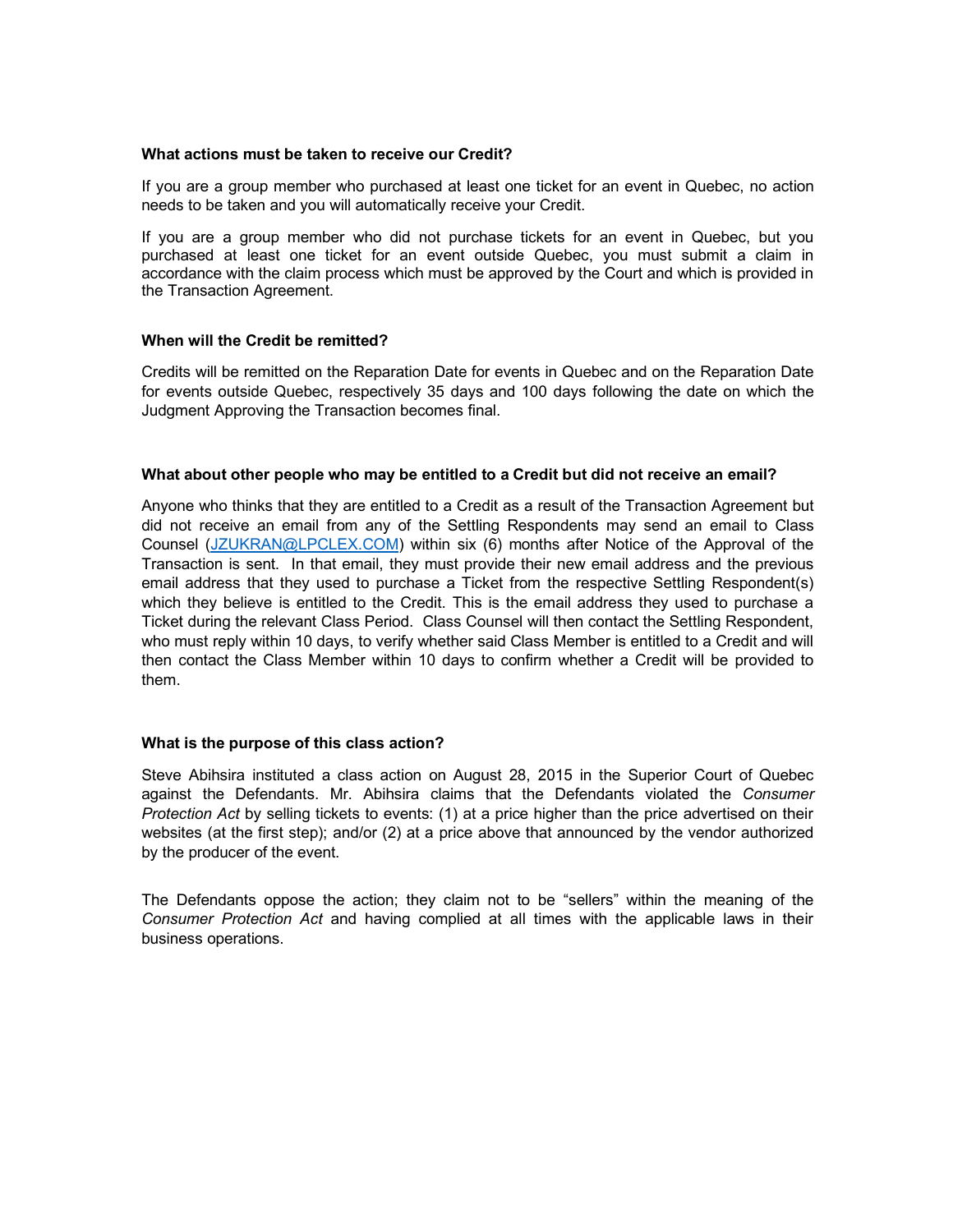**What actions must be taken to receive our Credit?**

If you are a group member who purchased at least one ticket for an event in Quebec, no action needs to be taken and you will automatically receive your Credit.

If you are a group member who did not purchase tickets for an event in Quebec, but you purchased at least one ticket for an event outside Quebec, you must submit a claim in accordance with the claim process which must be approved by the Court and which is provided in the Transaction Agreement.

**When will the Credit be remitted?**

Credits will be remitted on the Reparation Date for events in Quebec and on the Reparation Date for events outside Quebec, respectively 35 days and 100 days following the date on which the Judgment Approving the Transaction becomes final.

**What about other people who may be entitled to a Credit but did not receive an email?**

Anyone who thinks that they are entitled to a Credit as a result of the Transaction Agreement but did not receive an email from any of the Settling Respondents may send an email to Class Counsel (JZUKRAN@LPCLEX.COM) within six (6) months after Notice of the Approval of the Transaction is sent. In that email, they must provide their new email address and the previous email address that they used to purchase a Ticket from the respective Settling Respondent(s) which they believe is entitled to the Credit. This is the email address they used to purchase a Ticket during the relevant Class Period. Class Counsel will then contact the Settling Respondent, who must reply within 10 days, to verify whether said Class Member is entitled to a Credit and will then contact the Class Member within 10 days to confirm whether a Credit will be provided to them.

**What is the purpose of this class action?**

Steve Abihsira instituted a class action on August 28, 2015 in the Superior Court of Quebec against the Defendants. Mr. Abihsira claims that the Defendants violated the *Consumer Protection Act* by selling tickets to events: (1) at a price higher than the price advertised on their websites (at the first step); and/or (2) at a price above that announced by the vendor authorized by the producer of the event.

The Defendants oppose the action; they claim not to be "sellers" within the meaning of the *Consumer Protection Act* and having complied at all times with the applicable laws in their business operations.